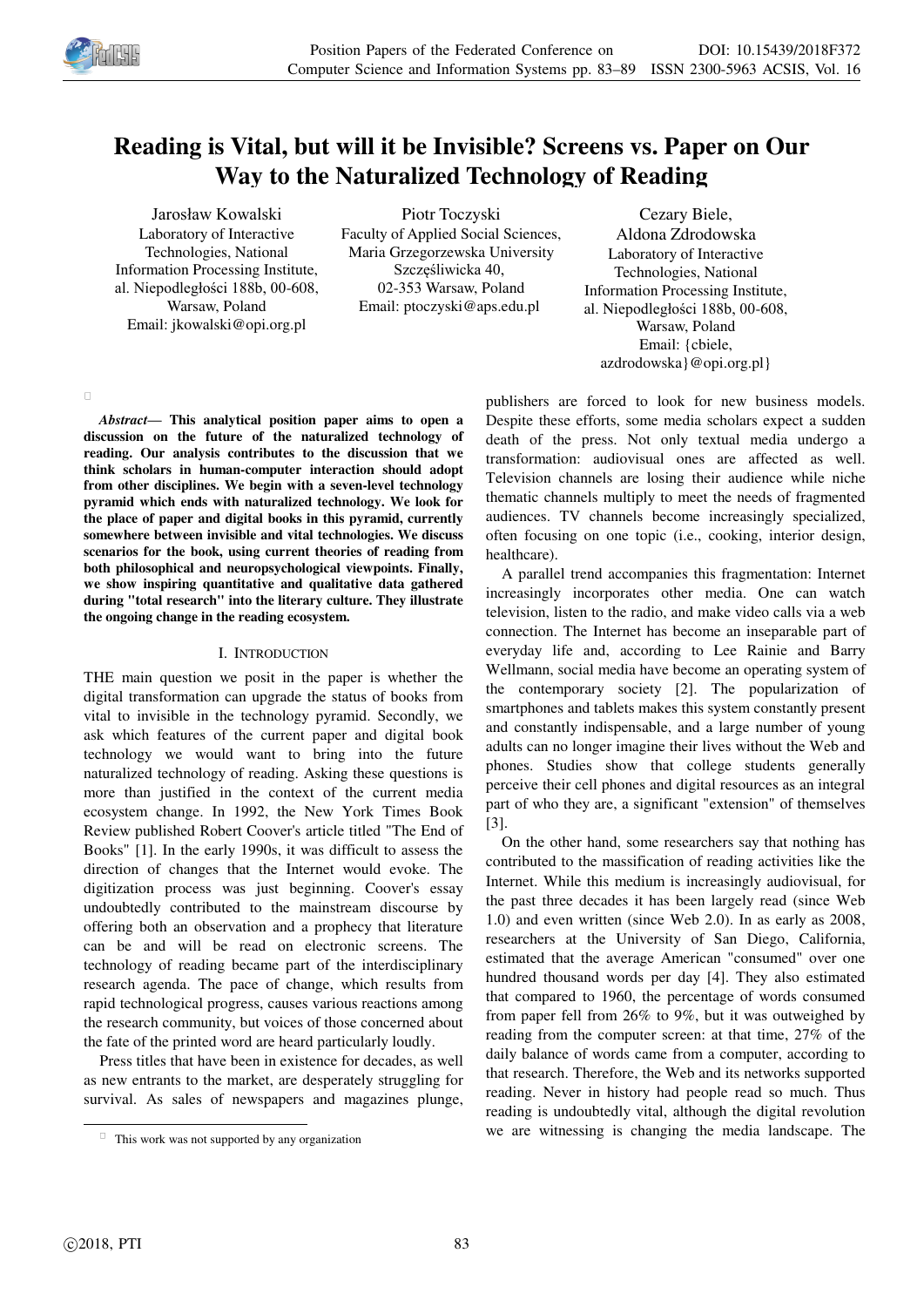# Reading is Vital, but will it be Invisible? Screens vs. Paper on Our Way to the Naturalized Technology of Reading

Jarosław Kowalski
Laboratory of Interactive Technologies, National Information Processing Institute, al. Niepodległości 188b, 00-608, Warsaw, Poland
Email: jkowalski@opi.org.pl

Piotr Toczyski
Faculty of Applied Social Sciences, Maria Grzegorzewska University
Szczęśliwicka 40, 02-353 Warsaw, Poland
Email: ptoczyski@aps.edu.pl

Cezary Biele, Aldona Zdrodowska
Laboratory of Interactive Technologies, National Information Processing Institute, al. Niepodległości 188b, 00-608, Warsaw, Poland
Email: {cbiele, azdrodowska}@opi.org.pl

***Abstract*— This analytical position paper aims to open a discussion on the future of the naturalized technology of reading. Our analysis contributes to the discussion that we think scholars in human-computer interaction should adopt from other disciplines. We begin with a seven-level technology pyramid which ends with naturalized technology. We look for the place of paper and digital books in this pyramid, currently somewhere between invisible and vital technologies. We discuss scenarios for the book, using current theories of reading from both philosophical and neuropsychological viewpoints. Finally, we show inspiring quantitative and qualitative data gathered during "total research" into the literary culture. They illustrate the ongoing change in the reading ecosystem.**

## I. Introduction

THE main question we posit in the paper is whether the digital transformation can upgrade the status of books from vital to invisible in the technology pyramid. Secondly, we ask which features of the current paper and digital book technology we would want to bring into the future naturalized technology of reading. Asking these questions is more than justified in the context of the current media ecosystem change. In 1992, the New York Times Book Review published Robert Coover's article titled "The End of Books" [1]. In the early 1990s, it was difficult to assess the direction of changes that the Internet would evoke. The digitization process was just beginning. Coover's essay undoubtedly contributed to the mainstream discourse by offering both an observation and a prophecy that literature can be and will be read on electronic screens. The technology of reading became part of the interdisciplinary research agenda. The pace of change, which results from rapid technological progress, causes various reactions among the research community, but voices of those concerned about the fate of the printed word are heard particularly loudly.

Press titles that have been in existence for decades, as well as new entrants to the market, are desperately struggling for survival. As sales of newspapers and magazines plunge, publishers are forced to look for new business models. Despite these efforts, some media scholars expect a sudden death of the press. Not only textual media undergo a transformation: audiovisual ones are affected as well. Television channels are losing their audience while niche thematic channels multiply to meet the needs of fragmented audiences. TV channels become increasingly specialized, often focusing on one topic (i.e., cooking, interior design, healthcare).

A parallel trend accompanies this fragmentation: Internet increasingly incorporates other media. One can watch television, listen to the radio, and make video calls via a web connection. The Internet has become an inseparable part of everyday life and, according to Lee Rainie and Barry Wellmann, social media have become an operating system of the contemporary society [2]. The popularization of smartphones and tablets makes this system constantly present and constantly indispensable, and a large number of young adults can no longer imagine their lives without the Web and phones. Studies show that college students generally perceive their cell phones and digital resources as an integral part of who they are, a significant "extension" of themselves [3].

On the other hand, some researchers say that nothing has contributed to the massification of reading activities like the Internet. While this medium is increasingly audiovisual, for the past three decades it has been largely read (since Web 1.0) and even written (since Web 2.0). In as early as 2008, researchers at the University of San Diego, California, estimated that the average American "consumed" over one hundred thousand words per day [4]. They also estimated that compared to 1960, the percentage of words consumed from paper fell from 26% to 9%, but it was outweighed by reading from the computer screen: at that time, 27% of the daily balance of words came from a computer, according to that research. Therefore, the Web and its networks supported reading. Never in history had people read so much. Thus reading is undoubtedly vital, although the digital revolution we are witnessing is changing the media landscape. The

This work was not supported by any organization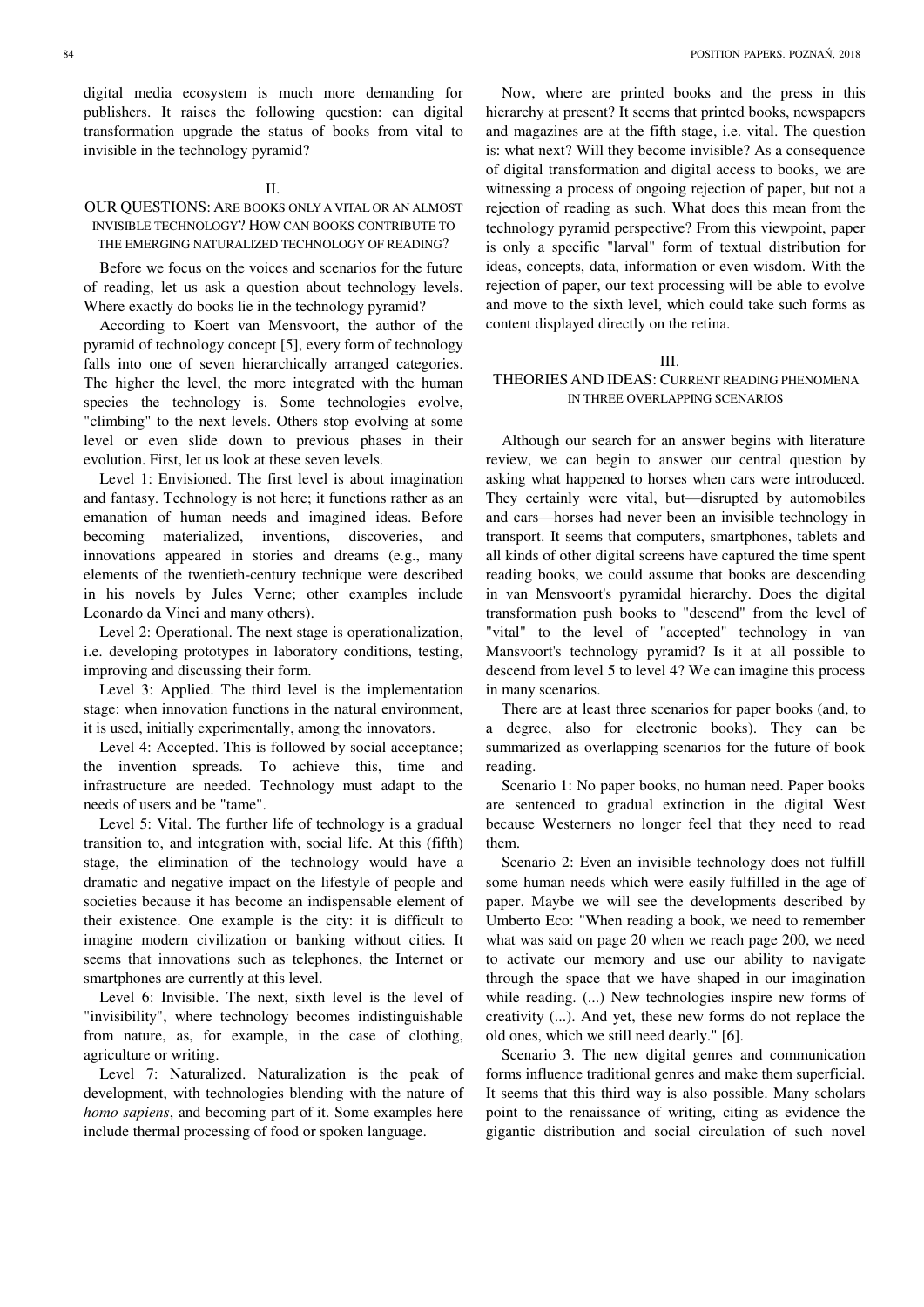digital media ecosystem is much more demanding for publishers. It raises the following question: can digital transformation upgrade the status of books from vital to invisible in the technology pyramid?

## II. OUR QUESTIONS: ARE BOOKS ONLY A VITAL OR AN ALMOST INVISIBLE TECHNOLOGY? HOW CAN BOOKS CONTRIBUTE TO THE EMERGING NATURALIZED TECHNOLOGY OF READING?

Before we focus on the voices and scenarios for the future of reading, let us ask a question about technology levels. Where exactly do books lie in the technology pyramid?

According to Koert van Mensvoort, the author of the pyramid of technology concept [5], every form of technology falls into one of seven hierarchically arranged categories. The higher the level, the more integrated with the human species the technology is. Some technologies evolve, "climbing" to the next levels. Others stop evolving at some level or even slide down to previous phases in their evolution. First, let us look at these seven levels.

Level 1: Envisioned. The first level is about imagination and fantasy. Technology is not here; it functions rather as an emanation of human needs and imagined ideas. Before becoming materialized, inventions, discoveries, and innovations appeared in stories and dreams (e.g., many elements of the twentieth-century technique were described in his novels by Jules Verne; other examples include Leonardo da Vinci and many others).

Level 2: Operational. The next stage is operationalization, i.e. developing prototypes in laboratory conditions, testing, improving and discussing their form.

Level 3: Applied. The third level is the implementation stage: when innovation functions in the natural environment, it is used, initially experimentally, among the innovators.

Level 4: Accepted. This is followed by social acceptance; the invention spreads. To achieve this, time and infrastructure are needed. Technology must adapt to the needs of users and be "tame".

Level 5: Vital. The further life of technology is a gradual transition to, and integration with, social life. At this (fifth) stage, the elimination of the technology would have a dramatic and negative impact on the lifestyle of people and societies because it has become an indispensable element of their existence. One example is the city: it is difficult to imagine modern civilization or banking without cities. It seems that innovations such as telephones, the Internet or smartphones are currently at this level.

Level 6: Invisible. The next, sixth level is the level of "invisibility", where technology becomes indistinguishable from nature, as, for example, in the case of clothing, agriculture or writing.

Level 7: Naturalized. Naturalization is the peak of development, with technologies blending with the nature of *homo sapiens*, and becoming part of it. Some examples here include thermal processing of food or spoken language.

Now, where are printed books and the press in this hierarchy at present? It seems that printed books, newspapers and magazines are at the fifth stage, i.e. vital. The question is: what next? Will they become invisible? As a consequence of digital transformation and digital access to books, we are witnessing a process of ongoing rejection of paper, but not a rejection of reading as such. What does this mean from the technology pyramid perspective? From this viewpoint, paper is only a specific "larval" form of textual distribution for ideas, concepts, data, information or even wisdom. With the rejection of paper, our text processing will be able to evolve and move to the sixth level, which could take such forms as content displayed directly on the retina.

## III. THEORIES AND IDEAS: CURRENT READING PHENOMENA IN THREE OVERLAPPING SCENARIOS

Although our search for an answer begins with literature review, we can begin to answer our central question by asking what happened to horses when cars were introduced. They certainly were vital, but—disrupted by automobiles and cars—horses had never been an invisible technology in transport. It seems that computers, smartphones, tablets and all kinds of other digital screens have captured the time spent reading books, we could assume that books are descending in van Mensvoort's pyramidal hierarchy. Does the digital transformation push books to "descend" from the level of "vital" to the level of "accepted" technology in van Mansvoort's technology pyramid? Is it at all possible to descend from level 5 to level 4? We can imagine this process in many scenarios.

There are at least three scenarios for paper books (and, to a degree, also for electronic books). They can be summarized as overlapping scenarios for the future of book reading.

Scenario 1: No paper books, no human need. Paper books are sentenced to gradual extinction in the digital West because Westerners no longer feel that they need to read them.

Scenario 2: Even an invisible technology does not fulfill some human needs which were easily fulfilled in the age of paper. Maybe we will see the developments described by Umberto Eco: "When reading a book, we need to remember what was said on page 20 when we reach page 200, we need to activate our memory and use our ability to navigate through the space that we have shaped in our imagination while reading. (...) New technologies inspire new forms of creativity (...). And yet, these new forms do not replace the old ones, which we still need dearly." [6].

Scenario 3. The new digital genres and communication forms influence traditional genres and make them superficial. It seems that this third way is also possible. Many scholars point to the renaissance of writing, citing as evidence the gigantic distribution and social circulation of such novel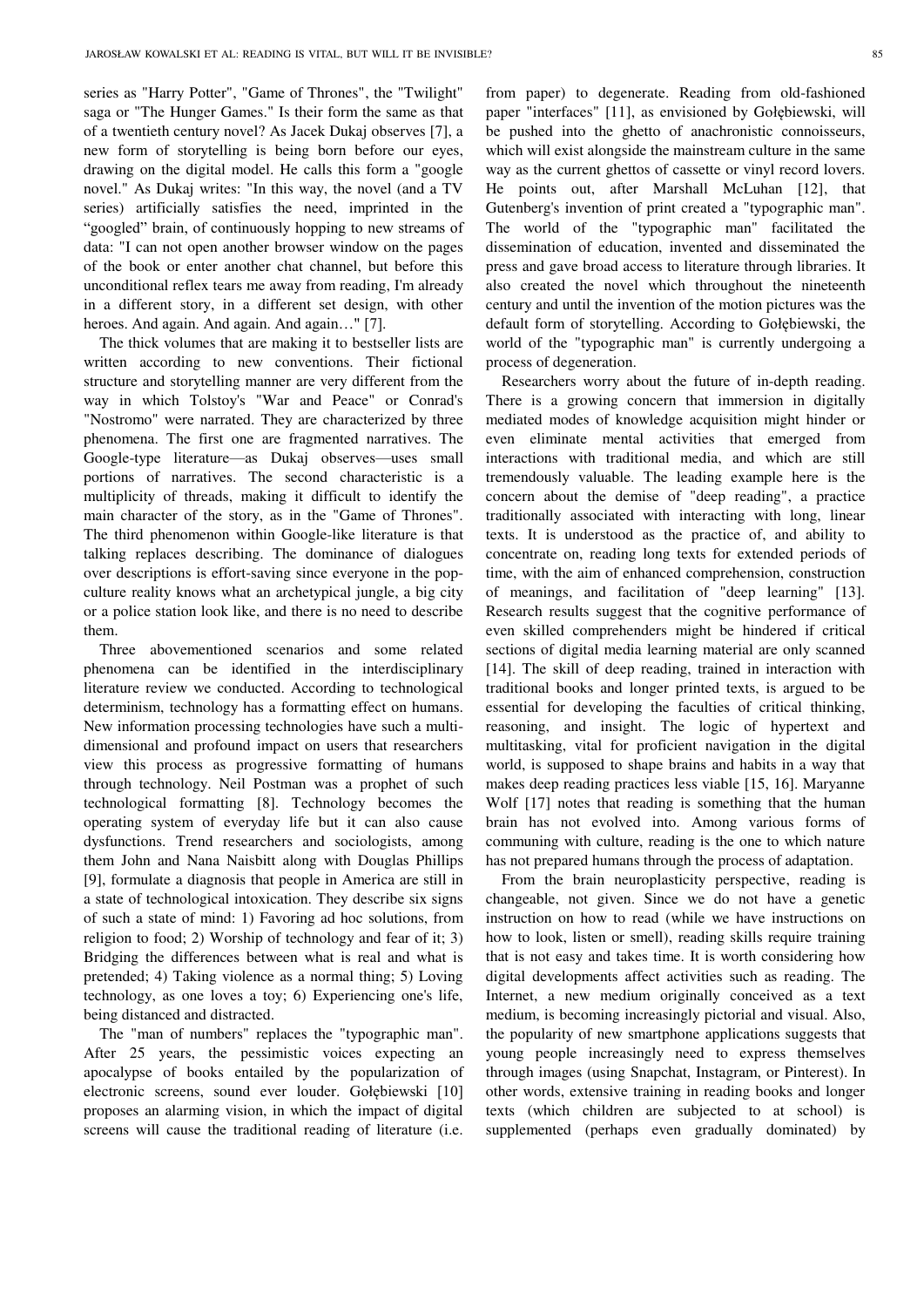series as "Harry Potter", "Game of Thrones", the "Twilight" saga or "The Hunger Games." Is their form the same as that of a twentieth century novel? As Jacek Dukaj observes [7], a new form of storytelling is being born before our eyes, drawing on the digital model. He calls this form a "google novel." As Dukaj writes: "In this way, the novel (and a TV series) artificially satisfies the need, imprinted in the "googled" brain, of continuously hopping to new streams of data: "I can not open another browser window on the pages of the book or enter another chat channel, but before this unconditional reflex tears me away from reading, I'm already in a different story, in a different set design, with other heroes. And again. And again. And again…" [7].

The thick volumes that are making it to bestseller lists are written according to new conventions. Their fictional structure and storytelling manner are very different from the way in which Tolstoy's "War and Peace" or Conrad's "Nostromo" were narrated. They are characterized by three phenomena. The first one are fragmented narratives. The Google-type literature—as Dukaj observes—uses small portions of narratives. The second characteristic is a multiplicity of threads, making it difficult to identify the main character of the story, as in the "Game of Thrones". The third phenomenon within Google-like literature is that talking replaces describing. The dominance of dialogues over descriptions is effort-saving since everyone in the pop-culture reality knows what an archetypical jungle, a big city or a police station look like, and there is no need to describe them.

Three abovementioned scenarios and some related phenomena can be identified in the interdisciplinary literature review we conducted. According to technological determinism, technology has a formatting effect on humans. New information processing technologies have such a multi-dimensional and profound impact on users that researchers view this process as progressive formatting of humans through technology. Neil Postman was a prophet of such technological formatting [8]. Technology becomes the operating system of everyday life but it can also cause dysfunctions. Trend researchers and sociologists, among them John and Nana Naisbitt along with Douglas Phillips [9], formulate a diagnosis that people in America are still in a state of technological intoxication. They describe six signs of such a state of mind: 1) Favoring ad hoc solutions, from religion to food; 2) Worship of technology and fear of it; 3) Bridging the differences between what is real and what is pretended; 4) Taking violence as a normal thing; 5) Loving technology, as one loves a toy; 6) Experiencing one's life, being distanced and distracted.

The "man of numbers" replaces the "typographic man". After 25 years, the pessimistic voices expecting an apocalypse of books entailed by the popularization of electronic screens, sound ever louder. Gołębiewski [10] proposes an alarming vision, in which the impact of digital screens will cause the traditional reading of literature (i.e. from paper) to degenerate. Reading from old-fashioned paper "interfaces" [11], as envisioned by Gołębiewski, will be pushed into the ghetto of anachronistic connoisseurs, which will exist alongside the mainstream culture in the same way as the current ghettos of cassette or vinyl record lovers. He points out, after Marshall McLuhan [12], that Gutenberg's invention of print created a "typographic man". The world of the "typographic man" facilitated the dissemination of education, invented and disseminated the press and gave broad access to literature through libraries. It also created the novel which throughout the nineteenth century and until the invention of the motion pictures was the default form of storytelling. According to Gołębiewski, the world of the "typographic man" is currently undergoing a process of degeneration.

Researchers worry about the future of in-depth reading. There is a growing concern that immersion in digitally mediated modes of knowledge acquisition might hinder or even eliminate mental activities that emerged from interactions with traditional media, and which are still tremendously valuable. The leading example here is the concern about the demise of "deep reading", a practice traditionally associated with interacting with long, linear texts. It is understood as the practice of, and ability to concentrate on, reading long texts for extended periods of time, with the aim of enhanced comprehension, construction of meanings, and facilitation of "deep learning" [13]. Research results suggest that the cognitive performance of even skilled comprehenders might be hindered if critical sections of digital media learning material are only scanned [14]. The skill of deep reading, trained in interaction with traditional books and longer printed texts, is argued to be essential for developing the faculties of critical thinking, reasoning, and insight. The logic of hypertext and multitasking, vital for proficient navigation in the digital world, is supposed to shape brains and habits in a way that makes deep reading practices less viable [15, 16]. Maryanne Wolf [17] notes that reading is something that the human brain has not evolved into. Among various forms of communing with culture, reading is the one to which nature has not prepared humans through the process of adaptation.

From the brain neuroplasticity perspective, reading is changeable, not given. Since we do not have a genetic instruction on how to read (while we have instructions on how to look, listen or smell), reading skills require training that is not easy and takes time. It is worth considering how digital developments affect activities such as reading. The Internet, a new medium originally conceived as a text medium, is becoming increasingly pictorial and visual. Also, the popularity of new smartphone applications suggests that young people increasingly need to express themselves through images (using Snapchat, Instagram, or Pinterest). In other words, extensive training in reading books and longer texts (which children are subjected to at school) is supplemented (perhaps even gradually dominated) by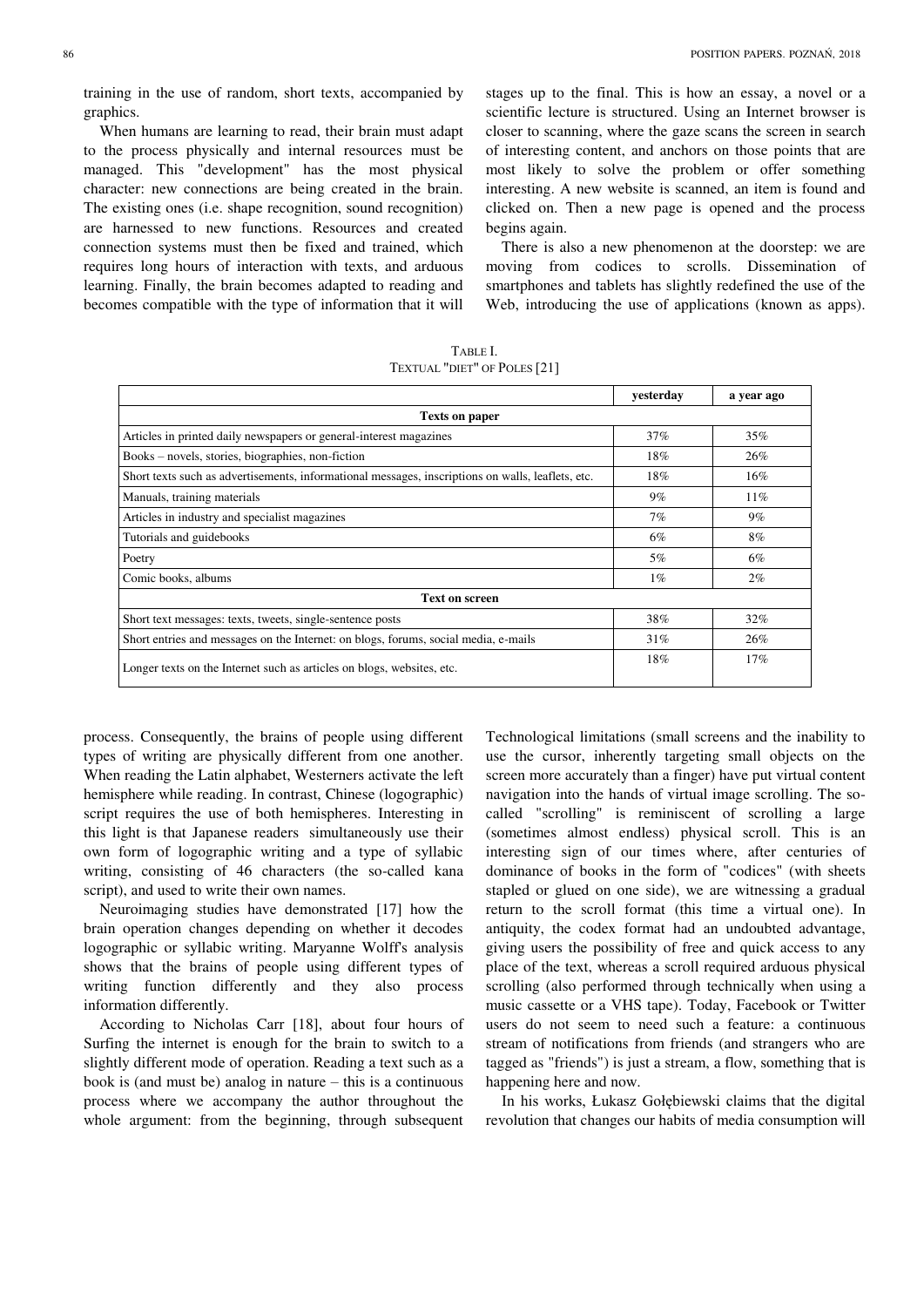training in the use of random, short texts, accompanied by graphics.

When humans are learning to read, their brain must adapt to the process physically and internal resources must be managed. This "development" has the most physical character: new connections are being created in the brain. The existing ones (i.e. shape recognition, sound recognition) are harnessed to new functions. Resources and created connection systems must then be fixed and trained, which requires long hours of interaction with texts, and arduous learning. Finally, the brain becomes adapted to reading and becomes compatible with the type of information that it will process. Consequently, the brains of people using different types of writing are physically different from one another. When reading the Latin alphabet, Westerners activate the left hemisphere while reading. In contrast, Chinese (logographic) script requires the use of both hemispheres. Interesting in this light is that Japanese readers simultaneously use their own form of logographic writing and a type of syllabic writing, consisting of 46 characters (the so-called kana script), and used to write their own names.

Neuroimaging studies have demonstrated [17] how the brain operation changes depending on whether it decodes logographic or syllabic writing. Maryanne Wolff's analysis shows that the brains of people using different types of writing function differently and they also process information differently.

According to Nicholas Carr [18], about four hours of Surfing the internet is enough for the brain to switch to a slightly different mode of operation. Reading a text such as a book is (and must be) analog in nature – this is a continuous process where we accompany the author throughout the whole argument: from the beginning, through subsequent stages up to the final. This is how an essay, a novel or a scientific lecture is structured. Using an Internet browser is closer to scanning, where the gaze scans the screen in search of interesting content, and anchors on those points that are most likely to solve the problem or offer something interesting. A new website is scanned, an item is found and clicked on. Then a new page is opened and the process begins again.

There is also a new phenomenon at the doorstep: we are moving from codices to scrolls. Dissemination of smartphones and tablets has slightly redefined the use of the Web, introducing the use of applications (known as apps). Technological limitations (small screens and the inability to use the cursor, inherently targeting small objects on the screen more accurately than a finger) have put virtual content navigation into the hands of virtual image scrolling. The so-called "scrolling" is reminiscent of scrolling a large (sometimes almost endless) physical scroll. This is an interesting sign of our times where, after centuries of dominance of books in the form of "codices" (with sheets stapled or glued on one side), we are witnessing a gradual return to the scroll format (this time a virtual one). In antiquity, the codex format had an undoubted advantage, giving users the possibility of free and quick access to any place of the text, whereas a scroll required arduous physical scrolling (also performed through technically when using a music cassette or a VHS tape). Today, Facebook or Twitter users do not seem to need such a feature: a continuous stream of notifications from friends (and strangers who are tagged as "friends") is just a stream, a flow, something that is happening here and now.

In his works, Łukasz Gołębiewski claims that the digital revolution that changes our habits of media consumption will

TABLE I.
TEXTUAL "DIET" OF POLES [21]

| | yesterday | a year ago |
|---|---|---|
| **Texts on paper** | | |
| Articles in printed daily newspapers or general-interest magazines | 37% | 35% |
| Books – novels, stories, biographies, non-fiction | 18% | 26% |
| Short texts such as advertisements, informational messages, inscriptions on walls, leaflets, etc. | 18% | 16% |
| Manuals, training materials | 9% | 11% |
| Articles in industry and specialist magazines | 7% | 9% |
| Tutorials and guidebooks | 6% | 8% |
| Poetry | 5% | 6% |
| Comic books, albums | 1% | 2% |
| **Text on screen** | | |
| Short text messages: texts, tweets, single-sentence posts | 38% | 32% |
| Short entries and messages on the Internet: on blogs, forums, social media, e-mails | 31% | 26% |
| Longer texts on the Internet such as articles on blogs, websites, etc. | 18% | 17% |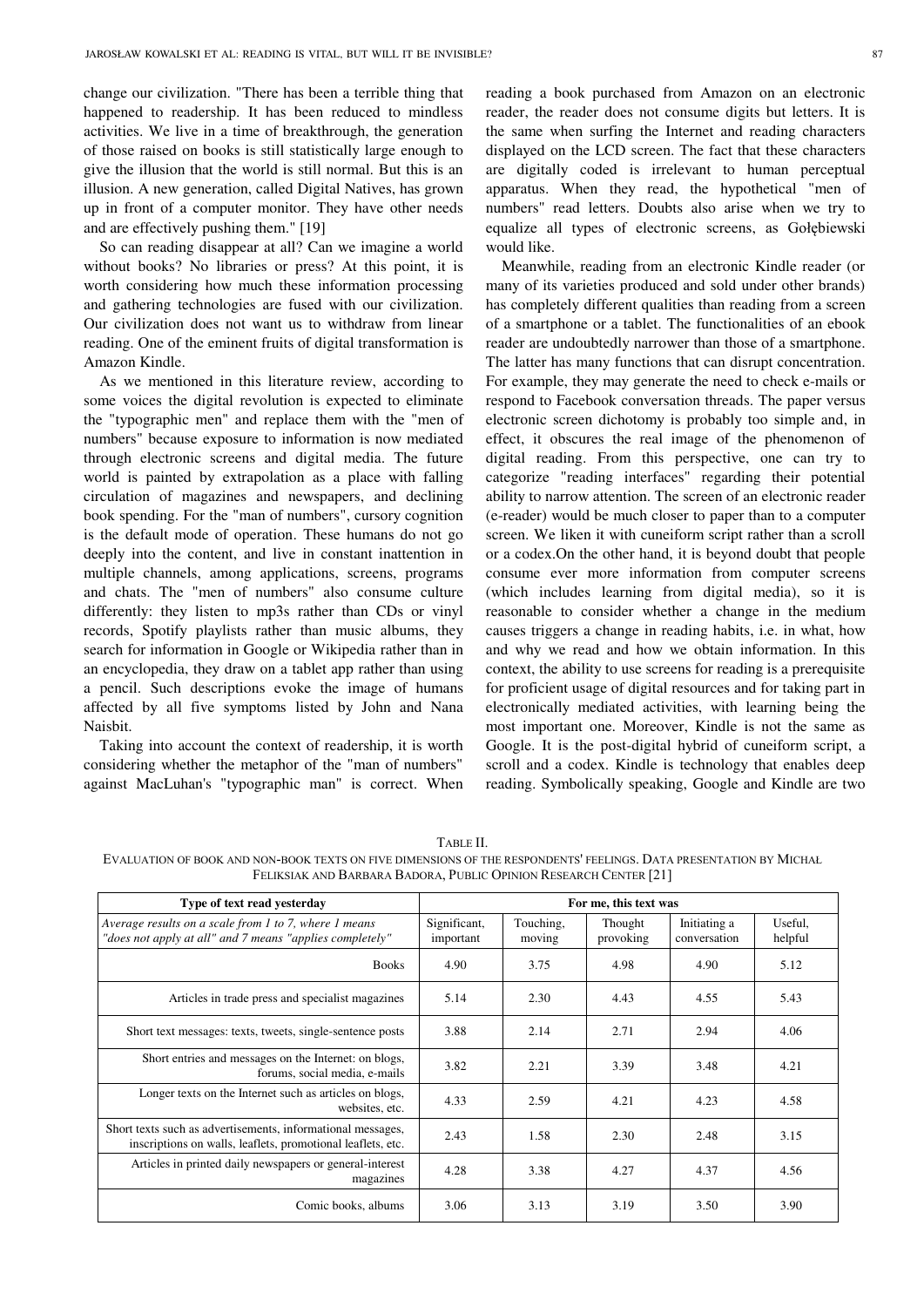change our civilization. "There has been a terrible thing that happened to readership. It has been reduced to mindless activities. We live in a time of breakthrough, the generation of those raised on books is still statistically large enough to give the illusion that the world is still normal. But this is an illusion. A new generation, called Digital Natives, has grown up in front of a computer monitor. They have other needs and are effectively pushing them." [19]

So can reading disappear at all? Can we imagine a world without books? No libraries or press? At this point, it is worth considering how much these information processing and gathering technologies are fused with our civilization. Our civilization does not want us to withdraw from linear reading. One of the eminent fruits of digital transformation is Amazon Kindle.

As we mentioned in this literature review, according to some voices the digital revolution is expected to eliminate the "typographic men" and replace them with the "men of numbers" because exposure to information is now mediated through electronic screens and digital media. The future world is painted by extrapolation as a place with falling circulation of magazines and newspapers, and declining book spending. For the "man of numbers", cursory cognition is the default mode of operation. These humans do not go deeply into the content, and live in constant inattention in multiple channels, among applications, screens, programs and chats. The "men of numbers" also consume culture differently: they listen to mp3s rather than CDs or vinyl records, Spotify playlists rather than music albums, they search for information in Google or Wikipedia rather than in an encyclopedia, they draw on a tablet app rather than using a pencil. Such descriptions evoke the image of humans affected by all five symptoms listed by John and Nana Naisbit.

Taking into account the context of readership, it is worth considering whether the metaphor of the "man of numbers" against MacLuhan's "typographic man" is correct. When reading a book purchased from Amazon on an electronic reader, the reader does not consume digits but letters. It is the same when surfing the Internet and reading characters displayed on the LCD screen. The fact that these characters are digitally coded is irrelevant to human perceptual apparatus. When they read, the hypothetical "men of numbers" read letters. Doubts also arise when we try to equalize all types of electronic screens, as Gołębiewski would like.

Meanwhile, reading from an electronic Kindle reader (or many of its varieties produced and sold under other brands) has completely different qualities than reading from a screen of a smartphone or a tablet. The functionalities of an ebook reader are undoubtedly narrower than those of a smartphone. The latter has many functions that can disrupt concentration. For example, they may generate the need to check e-mails or respond to Facebook conversation threads. The paper versus electronic screen dichotomy is probably too simple and, in effect, it obscures the real image of the phenomenon of digital reading. From this perspective, one can try to categorize "reading interfaces" regarding their potential ability to narrow attention. The screen of an electronic reader (e-reader) would be much closer to paper than to a computer screen. We liken it with cuneiform script rather than a scroll or a codex.On the other hand, it is beyond doubt that people consume ever more information from computer screens (which includes learning from digital media), so it is reasonable to consider whether a change in the medium causes triggers a change in reading habits, i.e. in what, how and why we read and how we obtain information. In this context, the ability to use screens for reading is a prerequisite for proficient usage of digital resources and for taking part in electronically mediated activities, with learning being the most important one. Moreover, Kindle is not the same as Google. It is the post-digital hybrid of cuneiform script, a scroll and a codex. Kindle is technology that enables deep reading. Symbolically speaking, Google and Kindle are two

TABLE II.
EVALUATION OF BOOK AND NON-BOOK TEXTS ON FIVE DIMENSIONS OF THE RESPONDENTS' FEELINGS. DATA PRESENTATION BY MICHAŁ FELIKSIAK AND BARBARA BADORA, PUBLIC OPINION RESEARCH CENTER [21]

| Type of text read yesterday | For me, this text was | | | | |
|---|---|---|---|---|---|
| *Average results on a scale from 1 to 7, where 1 means "does not apply at all" and 7 means "applies completely"* | Significant, important | Touching, moving | Thought provoking | Initiating a conversation | Useful, helpful |
| Books | 4.90 | 3.75 | 4.98 | 4.90 | 5.12 |
| Articles in trade press and specialist magazines | 5.14 | 2.30 | 4.43 | 4.55 | 5.43 |
| Short text messages: texts, tweets, single-sentence posts | 3.88 | 2.14 | 2.71 | 2.94 | 4.06 |
| Short entries and messages on the Internet: on blogs, forums, social media, e-mails | 3.82 | 2.21 | 3.39 | 3.48 | 4.21 |
| Longer texts on the Internet such as articles on blogs, websites, etc. | 4.33 | 2.59 | 4.21 | 4.23 | 4.58 |
| Short texts such as advertisements, informational messages, inscriptions on walls, leaflets, promotional leaflets, etc. | 2.43 | 1.58 | 2.30 | 2.48 | 3.15 |
| Articles in printed daily newspapers or general-interest magazines | 4.28 | 3.38 | 4.27 | 4.37 | 4.56 |
| Comic books, albums | 3.06 | 3.13 | 3.19 | 3.50 | 3.90 |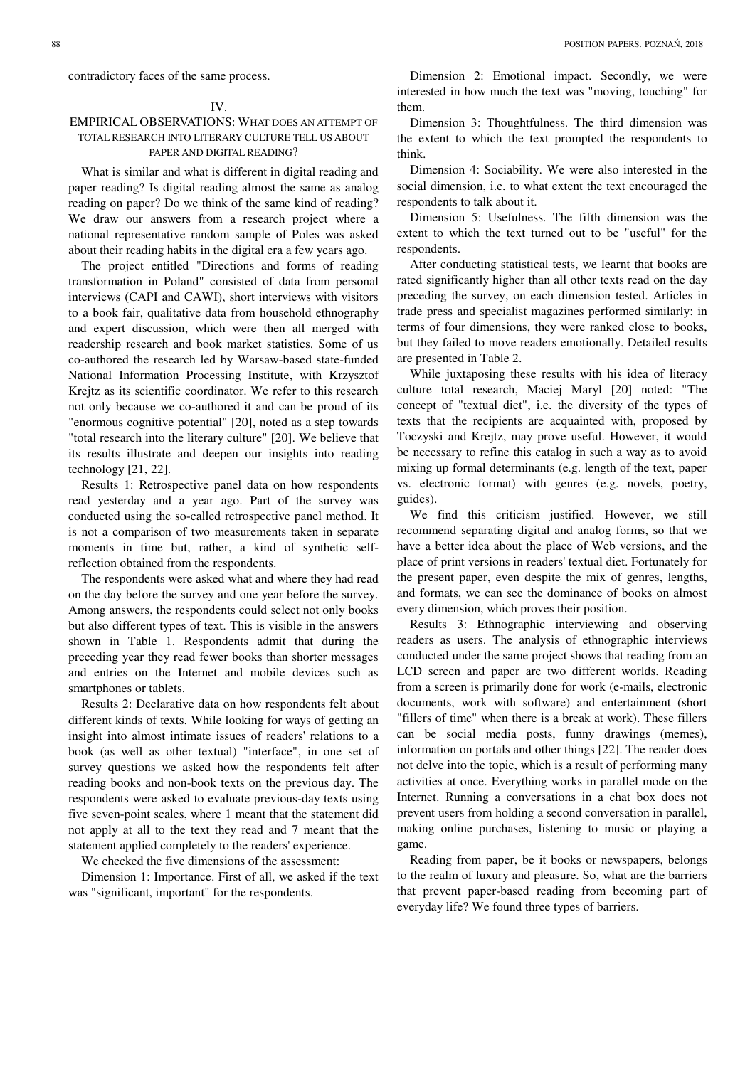contradictory faces of the same process.

## IV. EMPIRICAL OBSERVATIONS: WHAT DOES AN ATTEMPT OF TOTAL RESEARCH INTO LITERARY CULTURE TELL US ABOUT PAPER AND DIGITAL READING?

What is similar and what is different in digital reading and paper reading? Is digital reading almost the same as analog reading on paper? Do we think of the same kind of reading? We draw our answers from a research project where a national representative random sample of Poles was asked about their reading habits in the digital era a few years ago.

The project entitled "Directions and forms of reading transformation in Poland" consisted of data from personal interviews (CAPI and CAWI), short interviews with visitors to a book fair, qualitative data from household ethnography and expert discussion, which were then all merged with readership research and book market statistics. Some of us co-authored the research led by Warsaw-based state-funded National Information Processing Institute, with Krzysztof Krejtz as its scientific coordinator. We refer to this research not only because we co-authored it and can be proud of its "enormous cognitive potential" [20], noted as a step towards "total research into the literary culture" [20]. We believe that its results illustrate and deepen our insights into reading technology [21, 22].

Results 1: Retrospective panel data on how respondents read yesterday and a year ago. Part of the survey was conducted using the so-called retrospective panel method. It is not a comparison of two measurements taken in separate moments in time but, rather, a kind of synthetic self-reflection obtained from the respondents.

The respondents were asked what and where they had read on the day before the survey and one year before the survey. Among answers, the respondents could select not only books but also different types of text. This is visible in the answers shown in Table 1. Respondents admit that during the preceding year they read fewer books than shorter messages and entries on the Internet and mobile devices such as smartphones or tablets.

Results 2: Declarative data on how respondents felt about different kinds of texts. While looking for ways of getting an insight into almost intimate issues of readers' relations to a book (as well as other textual) "interface", in one set of survey questions we asked how the respondents felt after reading books and non-book texts on the previous day. The respondents were asked to evaluate previous-day texts using five seven-point scales, where 1 meant that the statement did not apply at all to the text they read and 7 meant that the statement applied completely to the readers' experience.

We checked the five dimensions of the assessment:

Dimension 1: Importance. First of all, we asked if the text was "significant, important" for the respondents.

Dimension 2: Emotional impact. Secondly, we were interested in how much the text was "moving, touching" for them.

Dimension 3: Thoughtfulness. The third dimension was the extent to which the text prompted the respondents to think.

Dimension 4: Sociability. We were also interested in the social dimension, i.e. to what extent the text encouraged the respondents to talk about it.

Dimension 5: Usefulness. The fifth dimension was the extent to which the text turned out to be "useful" for the respondents.

After conducting statistical tests, we learnt that books are rated significantly higher than all other texts read on the day preceding the survey, on each dimension tested. Articles in trade press and specialist magazines performed similarly: in terms of four dimensions, they were ranked close to books, but they failed to move readers emotionally. Detailed results are presented in Table 2.

While juxtaposing these results with his idea of literacy culture total research, Maciej Maryl [20] noted: "The concept of "textual diet", i.e. the diversity of the types of texts that the recipients are acquainted with, proposed by Toczyski and Krejtz, may prove useful. However, it would be necessary to refine this catalog in such a way as to avoid mixing up formal determinants (e.g. length of the text, paper vs. electronic format) with genres (e.g. novels, poetry, guides).

We find this criticism justified. However, we still recommend separating digital and analog forms, so that we have a better idea about the place of Web versions, and the place of print versions in readers' textual diet. Fortunately for the present paper, even despite the mix of genres, lengths, and formats, we can see the dominance of books on almost every dimension, which proves their position.

Results 3: Ethnographic interviewing and observing readers as users. The analysis of ethnographic interviews conducted under the same project shows that reading from an LCD screen and paper are two different worlds. Reading from a screen is primarily done for work (e-mails, electronic documents, work with software) and entertainment (short "fillers of time" when there is a break at work). These fillers can be social media posts, funny drawings (memes), information on portals and other things [22]. The reader does not delve into the topic, which is a result of performing many activities at once. Everything works in parallel mode on the Internet. Running a conversations in a chat box does not prevent users from holding a second conversation in parallel, making online purchases, listening to music or playing a game.

Reading from paper, be it books or newspapers, belongs to the realm of luxury and pleasure. So, what are the barriers that prevent paper-based reading from becoming part of everyday life? We found three types of barriers.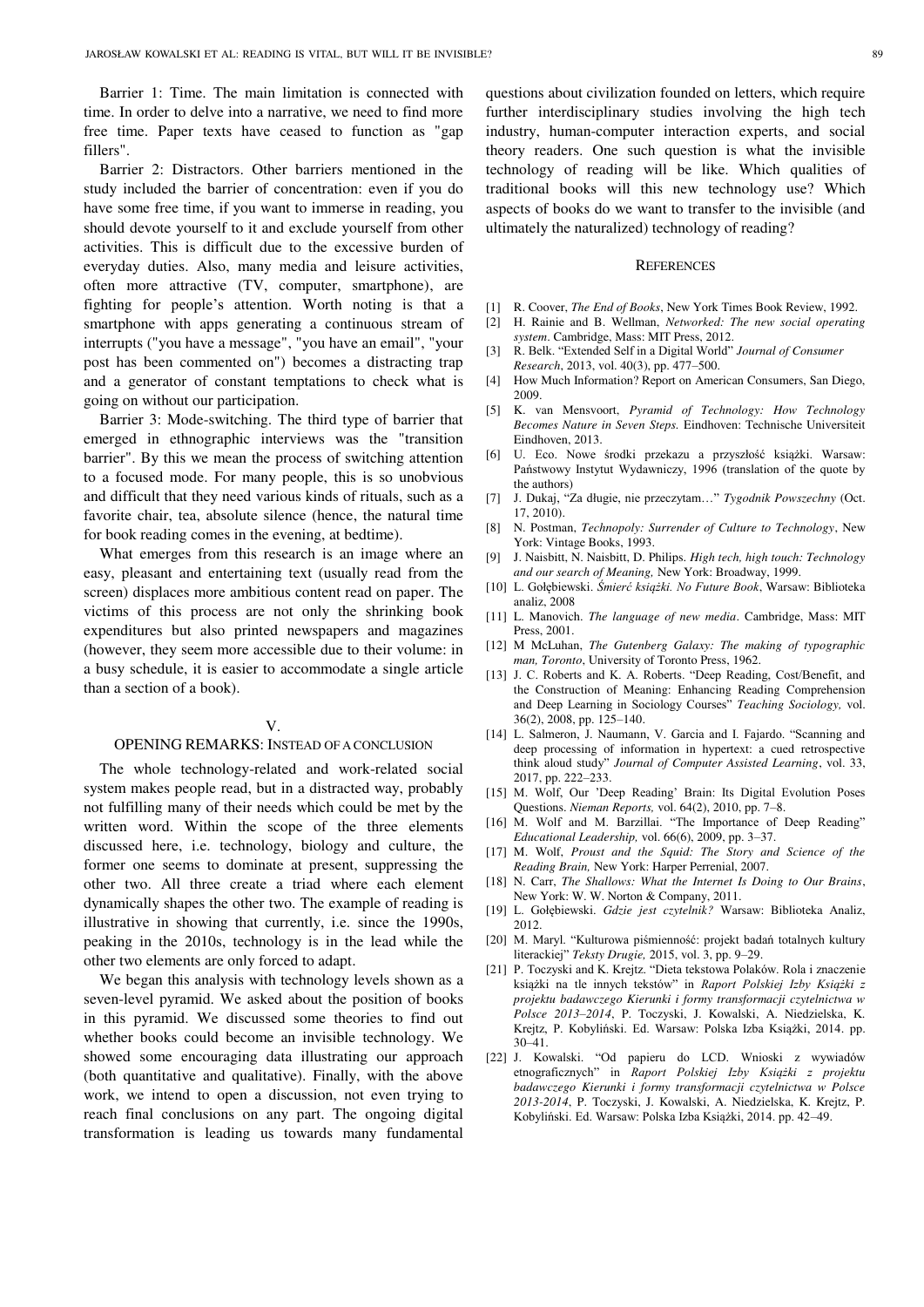Barrier 1: Time. The main limitation is connected with time. In order to delve into a narrative, we need to find more free time. Paper texts have ceased to function as "gap fillers".

Barrier 2: Distractors. Other barriers mentioned in the study included the barrier of concentration: even if you do have some free time, if you want to immerse in reading, you should devote yourself to it and exclude yourself from other activities. This is difficult due to the excessive burden of everyday duties. Also, many media and leisure activities, often more attractive (TV, computer, smartphone), are fighting for people's attention. Worth noting is that a smartphone with apps generating a continuous stream of interrupts ("you have a message", "you have an email", "your post has been commented on") becomes a distracting trap and a generator of constant temptations to check what is going on without our participation.

Barrier 3: Mode-switching. The third type of barrier that emerged in ethnographic interviews was the "transition barrier". By this we mean the process of switching attention to a focused mode. For many people, this is so unobvious and difficult that they need various kinds of rituals, such as a favorite chair, tea, absolute silence (hence, the natural time for book reading comes in the evening, at bedtime).

What emerges from this research is an image where an easy, pleasant and entertaining text (usually read from the screen) displaces more ambitious content read on paper. The victims of this process are not only the shrinking book expenditures but also printed newspapers and magazines (however, they seem more accessible due to their volume: in a busy schedule, it is easier to accommodate a single article than a section of a book).

## V. Opening Remarks: Instead of a Conclusion

The whole technology-related and work-related social system makes people read, but in a distracted way, probably not fulfilling many of their needs which could be met by the written word. Within the scope of the three elements discussed here, i.e. technology, biology and culture, the former one seems to dominate at present, suppressing the other two. All three create a triad where each element dynamically shapes the other two. The example of reading is illustrative in showing that currently, i.e. since the 1990s, peaking in the 2010s, technology is in the lead while the other two elements are only forced to adapt.

We began this analysis with technology levels shown as a seven-level pyramid. We asked about the position of books in this pyramid. We discussed some theories to find out whether books could become an invisible technology. We showed some encouraging data illustrating our approach (both quantitative and qualitative). Finally, with the above work, we intend to open a discussion, not even trying to reach final conclusions on any part. The ongoing digital transformation is leading us towards many fundamental questions about civilization founded on letters, which require further interdisciplinary studies involving the high tech industry, human-computer interaction experts, and social theory readers. One such question is what the invisible technology of reading will be like. Which qualities of traditional books will this new technology use? Which aspects of books do we want to transfer to the invisible (and ultimately the naturalized) technology of reading?

## References

[1] R. Coover, *The End of Books*, New York Times Book Review, 1992.

[2] H. Rainie and B. Wellman, *Networked: The new social operating system*. Cambridge, Mass: MIT Press, 2012.

[3] R. Belk. "Extended Self in a Digital World" *Journal of Consumer Research*, 2013, vol. 40(3), pp. 477–500.

[4] How Much Information? Report on American Consumers, San Diego, 2009.

[5] K. van Mensvoort, *Pyramid of Technology: How Technology Becomes Nature in Seven Steps.* Eindhoven: Technische Universiteit Eindhoven, 2013.

[6] U. Eco. Nowe środki przekazu a przyszłość książki. Warsaw: Państwowy Instytut Wydawniczy, 1996 (translation of the quote by the authors)

[7] J. Dukaj, "Za długie, nie przeczytam…" *Tygodnik Powszechny* (Oct. 17, 2010).

[8] N. Postman, *Technopoly: Surrender of Culture to Technology*, New York: Vintage Books, 1993.

[9] J. Naisbitt, N. Naisbitt, D. Philips. *High tech, high touch: Technology and our search of Meaning,* New York: Broadway, 1999.

[10] L. Gołębiewski. *Śmierć książki. No Future Book*, Warsaw: Biblioteka analiz, 2008

[11] L. Manovich. *The language of new media*. Cambridge, Mass: MIT Press, 2001.

[12] M McLuhan, *The Gutenberg Galaxy: The making of typographic man, Toronto*, University of Toronto Press, 1962.

[13] J. C. Roberts and K. A. Roberts. "Deep Reading, Cost/Benefit, and the Construction of Meaning: Enhancing Reading Comprehension and Deep Learning in Sociology Courses" *Teaching Sociology,* vol. 36(2), 2008, pp. 125–140.

[14] L. Salmeron, J. Naumann, V. Garcia and I. Fajardo. "Scanning and deep processing of information in hypertext: a cued retrospective think aloud study" *Journal of Computer Assisted Learning*, vol. 33, 2017, pp. 222–233.

[15] M. Wolf, Our 'Deep Reading' Brain: Its Digital Evolution Poses Questions. *Nieman Reports,* vol. 64(2), 2010, pp. 7–8.

[16] M. Wolf and M. Barzillai. "The Importance of Deep Reading" *Educational Leadership,* vol. 66(6), 2009, pp. 3–37.

[17] M. Wolf, *Proust and the Squid: The Story and Science of the Reading Brain,* New York: Harper Perrenial, 2007.

[18] N. Carr, *The Shallows: What the Internet Is Doing to Our Brains*, New York: W. W. Norton & Company, 2011.

[19] L. Gołębiewski. *Gdzie jest czytelnik?* Warsaw: Biblioteka Analiz, 2012.

[20] M. Maryl. "Kulturowa piśmienność: projekt badań totalnych kultury literackiej" *Teksty Drugie,* 2015, vol. 3, pp. 9–29.

[21] P. Toczyski and K. Krejtz. "Dieta tekstowa Polaków. Rola i znaczenie książki na tle innych tekstów" in *Raport Polskiej Izby Książki z projektu badawczego Kierunki i formy transformacji czytelnictwa w Polsce 2013–2014*, P. Toczyski, J. Kowalski, A. Niedzielska, K. Krejtz, P. Kobyliński. Ed. Warsaw: Polska Izba Książki, 2014. pp. 30–41.

[22] J. Kowalski. "Od papieru do LCD. Wnioski z wywiadów etnograficznych" in *Raport Polskiej Izby Książki z projektu badawczego Kierunki i formy transformacji czytelnictwa w Polsce 2013-2014*, P. Toczyski, J. Kowalski, A. Niedzielska, K. Krejtz, P. Kobyliński. Ed. Warsaw: Polska Izba Książki, 2014. pp. 42–49.